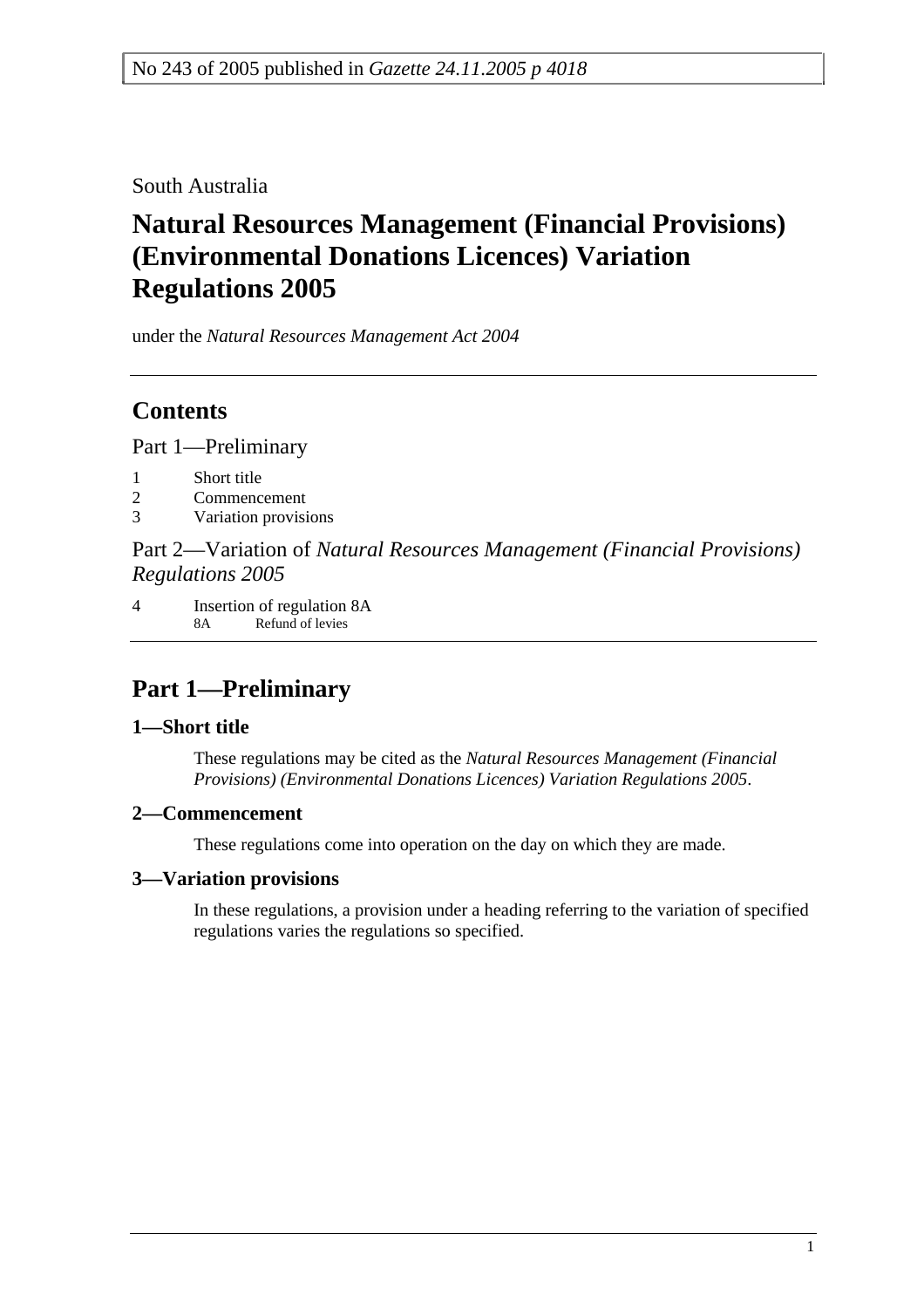No 243 of 2005 published in *Gazette 24.11.2005 p 4018*

South Australia

# Natural Resources Management (Financial Provisions) (Environmental Donations Licences) Variation Regulations 2005

under the *Natural Resources Management Act 2004*

## Contents

Part 1—Preliminary

1 Short title
2 Commencement
3 Variation provisions

Part 2—Variation of *Natural Resources Management (Financial Provisions) Regulations 2005*

4 Insertion of regulation 8A
 8A Refund of levies

## Part 1—Preliminary

### 1—Short title

These regulations may be cited as the *Natural Resources Management (Financial Provisions) (Environmental Donations Licences) Variation Regulations 2005*.

### 2—Commencement

These regulations come into operation on the day on which they are made.

### 3—Variation provisions

In these regulations, a provision under a heading referring to the variation of specified regulations varies the regulations so specified.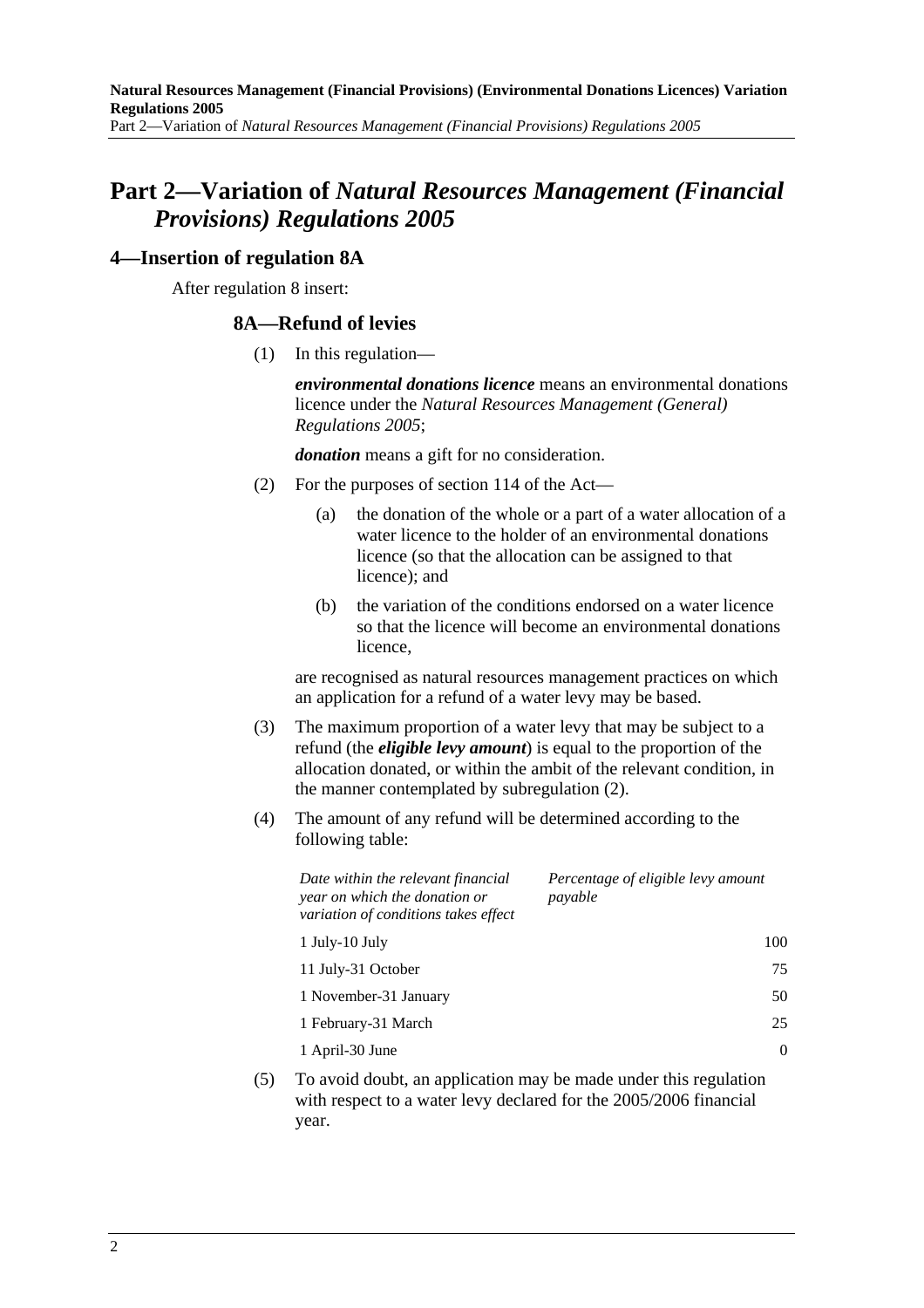# Part 2—Variation of *Natural Resources Management (Financial Provisions) Regulations 2005*

## 4—Insertion of regulation 8A

After regulation 8 insert:

### 8A—Refund of levies

(1) In this regulation—

***environmental donations licence*** means an environmental donations licence under the *Natural Resources Management (General) Regulations 2005*;

***donation*** means a gift for no consideration.

(2) For the purposes of section 114 of the Act—

- (a) the donation of the whole or a part of a water allocation of a water licence to the holder of an environmental donations licence (so that the allocation can be assigned to that licence); and
- (b) the variation of the conditions endorsed on a water licence so that the licence will become an environmental donations licence,

are recognised as natural resources management practices on which an application for a refund of a water levy may be based.

(3) The maximum proportion of a water levy that may be subject to a refund (the ***eligible levy amount***) is equal to the proportion of the allocation donated, or within the ambit of the relevant condition, in the manner contemplated by subregulation (2).

(4) The amount of any refund will be determined according to the following table:

| *Date within the relevant financial year on which the donation or variation of conditions takes effect* | *Percentage of eligible levy amount payable* |
|---|---|
| 1 July-10 July | 100 |
| 11 July-31 October | 75 |
| 1 November-31 January | 50 |
| 1 February-31 March | 25 |
| 1 April-30 June | 0 |

(5) To avoid doubt, an application may be made under this regulation with respect to a water levy declared for the 2005/2006 financial year.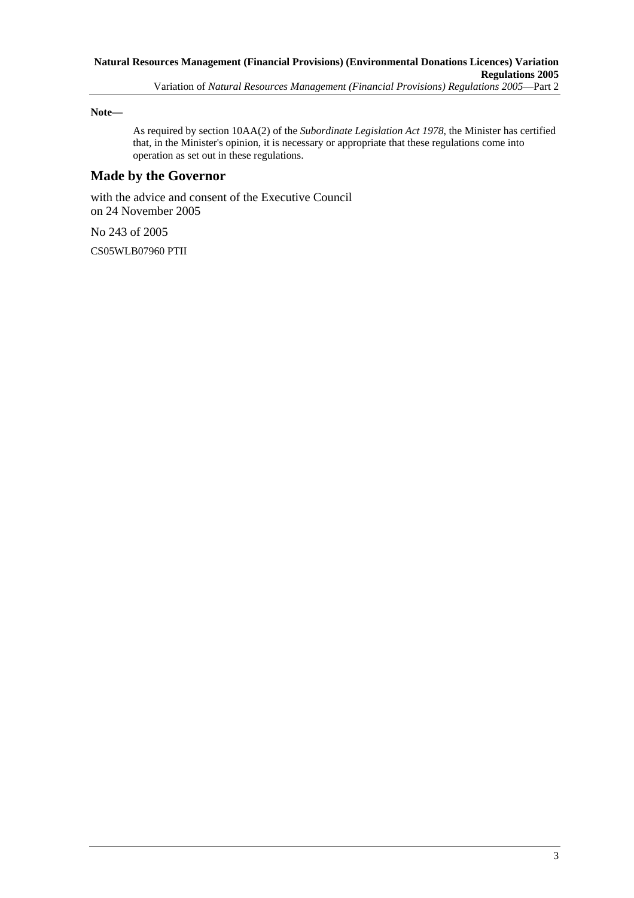**Note—**

> As required by section 10AA(2) of the *Subordinate Legislation Act 1978*, the Minister has certified that, in the Minister's opinion, it is necessary or appropriate that these regulations come into operation as set out in these regulations.

## Made by the Governor

with the advice and consent of the Executive Council on 24 November 2005

No 243 of 2005

CS05WLB07960 PTII